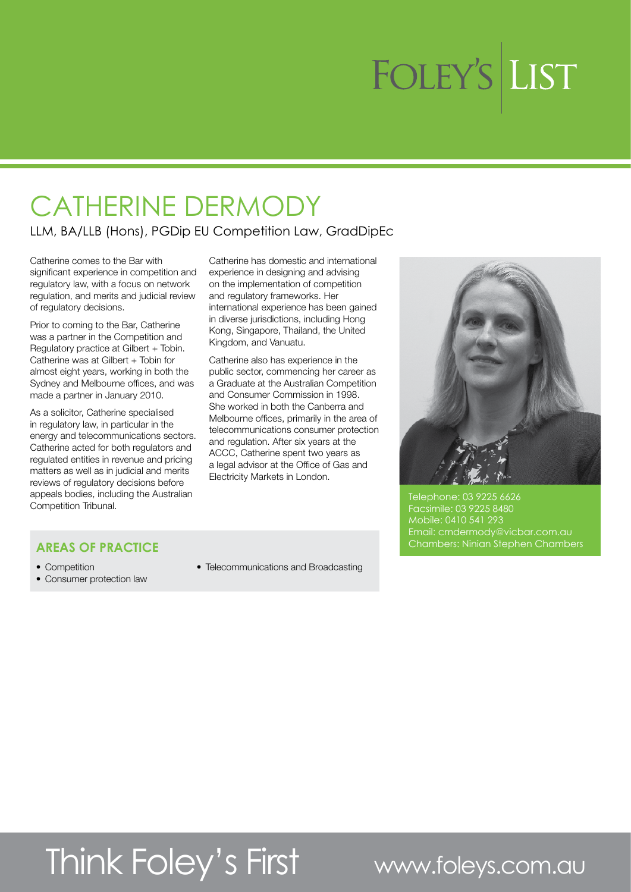# FOLEY'S LIST

# CATHERINE DERMODY

LLM, BA/LLB (Hons), PGDip EU Competition Law, GradDipEc

Catherine comes to the Bar with significant experience in competition and regulatory law, with a focus on network regulation, and merits and judicial review of regulatory decisions.

Prior to coming to the Bar, Catherine was a partner in the Competition and Regulatory practice at Gilbert + Tobin. Catherine was at Gilbert + Tobin for almost eight years, working in both the Sydney and Melbourne offices, and was made a partner in January 2010.

As a solicitor, Catherine specialised in regulatory law, in particular in the energy and telecommunications sectors. Catherine acted for both regulators and regulated entities in revenue and pricing matters as well as in judicial and merits reviews of regulatory decisions before appeals bodies, including the Australian Competition Tribunal.

Catherine has domestic and international experience in designing and advising on the implementation of competition and regulatory frameworks. Her international experience has been gained in diverse jurisdictions, including Hong Kong, Singapore, Thailand, the United Kingdom, and Vanuatu.

Catherine also has experience in the public sector, commencing her career as a Graduate at the Australian Competition and Consumer Commission in 1998. She worked in both the Canberra and Melbourne offices, primarily in the area of telecommunications consumer protection and regulation. After six years at the ACCC, Catherine spent two years as a legal advisor at the Office of Gas and Electricity Markets in London.

Telephone: 03 9225 6626
Facsimile: 03 9225 8480
Mobile: 0410 541 293
Email: cmdermody@vicbar.com.au
Chambers: Ninian Stephen Chambers

## AREAS OF PRACTICE

- Competition
- Consumer protection law
- Telecommunications and Broadcasting

Think Foley's First    www.foleys.com.au